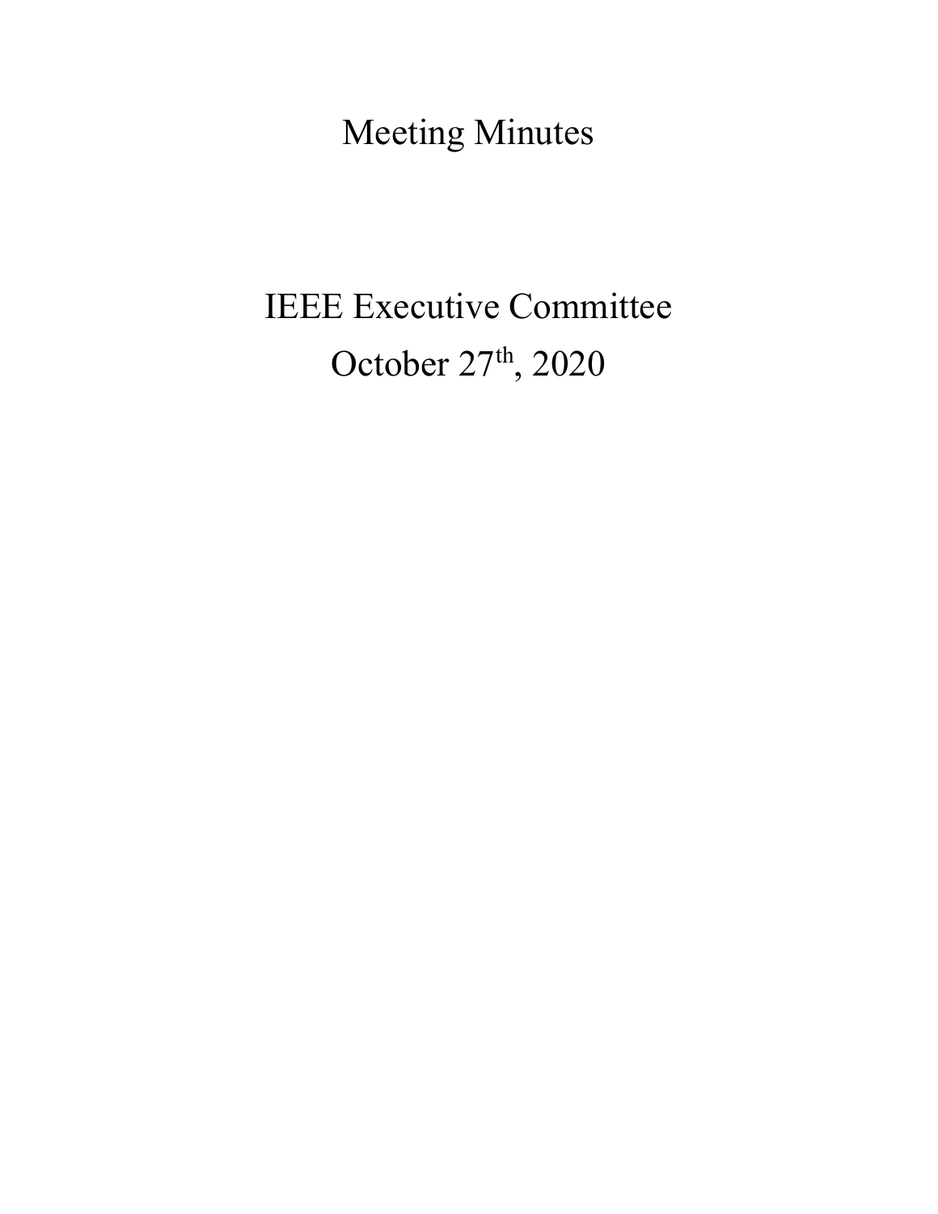# Meeting Minutes

# IEEE Executive Committee

# October 27th, 2020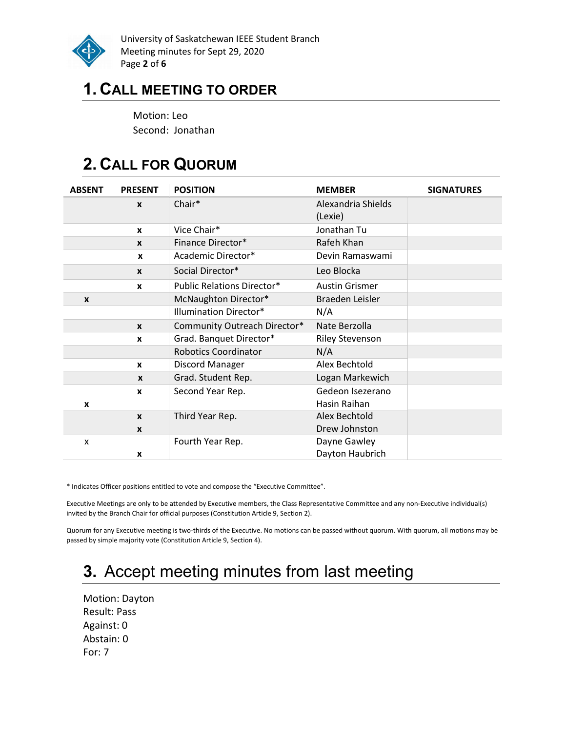# 1. CALL MEETING TO ORDER

Motion: Leo
Second: Jonathan

# 2. CALL FOR QUORUM

| ABSENT | PRESENT | POSITION | MEMBER | SIGNATURES |
|---|---|---|---|---|
| | x | Chair* | Alexandria Shields (Lexie) | |
| | x | Vice Chair* | Jonathan Tu | |
| | x | Finance Director* | Rafeh Khan | |
| | x | Academic Director* | Devin Ramaswami | |
| | x | Social Director* | Leo Blocka | |
| | x | Public Relations Director* | Austin Grismer | |
| x | | McNaughton Director* | Braeden Leisler | |
| | | Illumination Director* | N/A | |
| | x | Community Outreach Director* | Nate Berzolla | |
| | x | Grad. Banquet Director* | Riley Stevenson | |
| | | Robotics Coordinator | N/A | |
| | x | Discord Manager | Alex Bechtold | |
| | x | Grad. Student Rep. | Logan Markewich | |
| | x | Second Year Rep. | Gedeon Isezerano | |
| x | | | Hasin Raihan | |
| | x | Third Year Rep. | Alex Bechtold | |
| | x | | Drew Johnston | |
| x | | Fourth Year Rep. | Dayne Gawley | |
| | x | | Dayton Haubrich | |

* Indicates Officer positions entitled to vote and compose the "Executive Committee".

Executive Meetings are only to be attended by Executive members, the Class Representative Committee and any non-Executive individual(s) invited by the Branch Chair for official purposes (Constitution Article 9, Section 2).

Quorum for any Executive meeting is two-thirds of the Executive. No motions can be passed without quorum. With quorum, all motions may be passed by simple majority vote (Constitution Article 9, Section 4).

# 3. Accept meeting minutes from last meeting

Motion: Dayton
Result: Pass
Against: 0
Abstain: 0
For: 7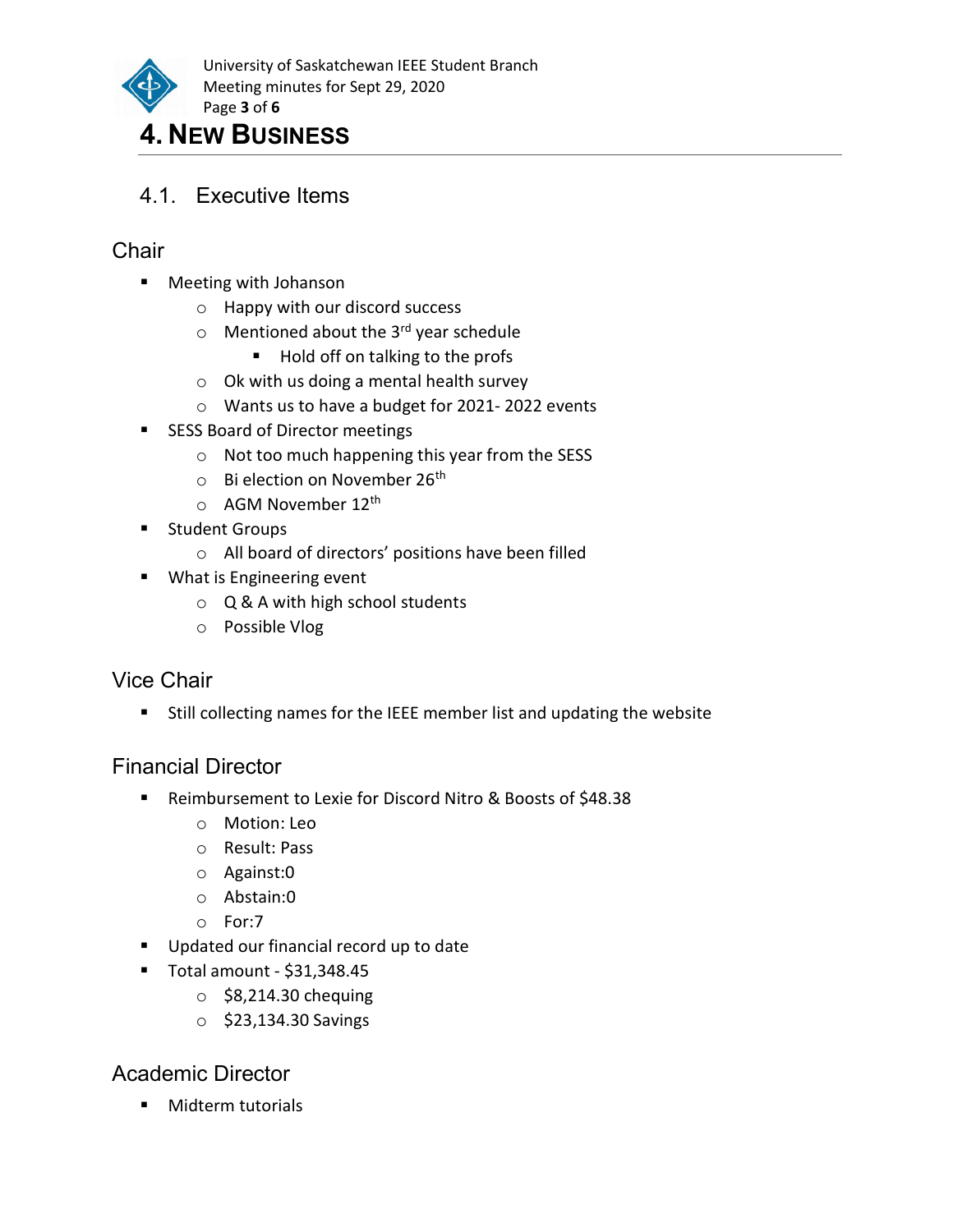# 4. NEW BUSINESS

## 4.1. Executive Items

### Chair

- Meeting with Johanson
  - Happy with our discord success
  - Mentioned about the 3rd year schedule
    - Hold off on talking to the profs
  - Ok with us doing a mental health survey
  - Wants us to have a budget for 2021- 2022 events
- SESS Board of Director meetings
  - Not too much happening this year from the SESS
  - Bi election on November 26th
  - AGM November 12th
- Student Groups
  - All board of directors' positions have been filled
- What is Engineering event
  - Q & A with high school students
  - Possible Vlog

### Vice Chair

- Still collecting names for the IEEE member list and updating the website

### Financial Director

- Reimbursement to Lexie for Discord Nitro & Boosts of $48.38
  - Motion: Leo
  - Result: Pass
  - Against:0
  - Abstain:0
  - For:7
- Updated our financial record up to date
- Total amount - $31,348.45
  - $8,214.30 chequing
  - $23,134.30 Savings

### Academic Director

- Midterm tutorials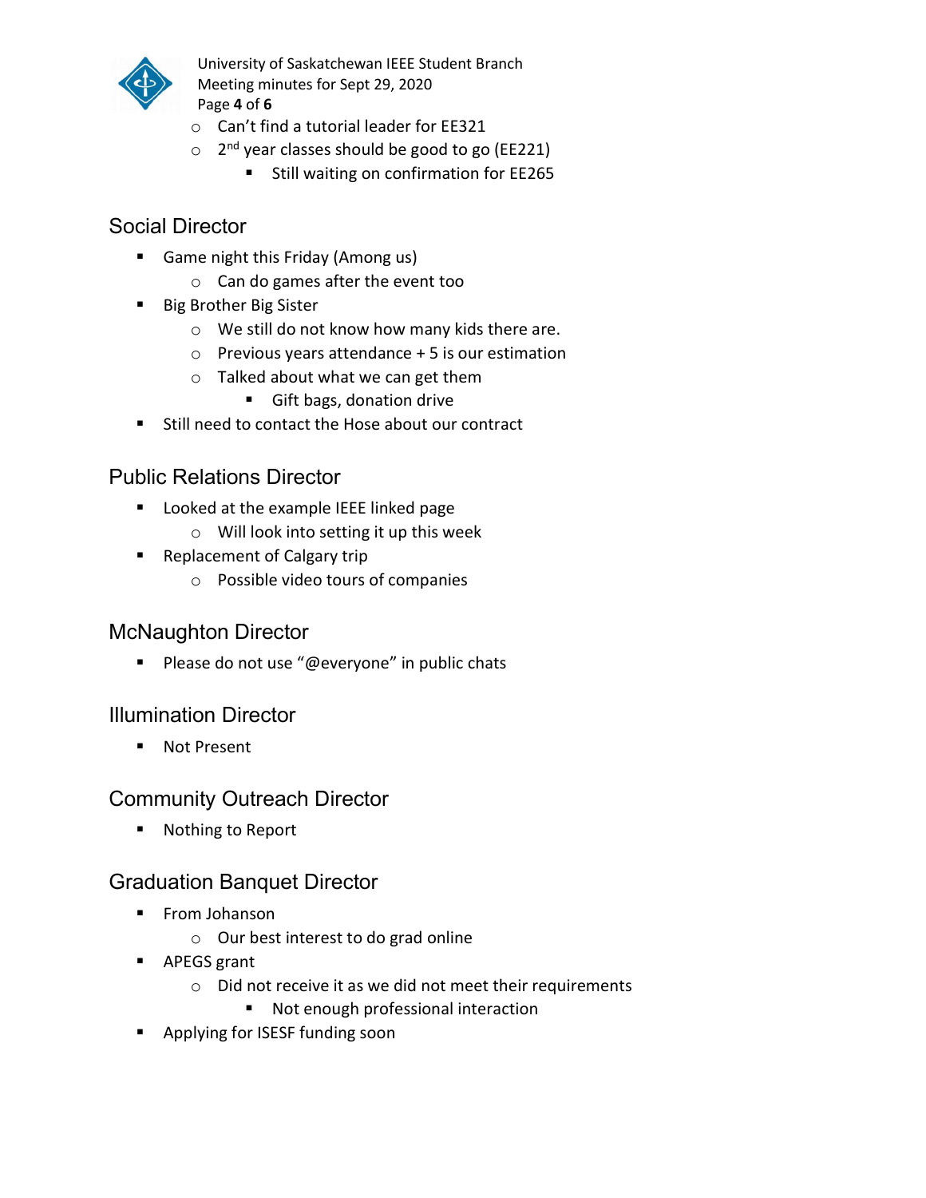- Can't find a tutorial leader for EE321
  - 2nd year classes should be good to go (EE221)
    - Still waiting on confirmation for EE265

## Social Director

- Game night this Friday (Among us)
  - Can do games after the event too
- Big Brother Big Sister
  - We still do not know how many kids there are.
  - Previous years attendance + 5 is our estimation
  - Talked about what we can get them
    - Gift bags, donation drive
- Still need to contact the Hose about our contract

## Public Relations Director

- Looked at the example IEEE linked page
  - Will look into setting it up this week
- Replacement of Calgary trip
  - Possible video tours of companies

## McNaughton Director

- Please do not use "@everyone" in public chats

## Illumination Director

- Not Present

## Community Outreach Director

- Nothing to Report

## Graduation Banquet Director

- From Johanson
  - Our best interest to do grad online
- APEGS grant
  - Did not receive it as we did not meet their requirements
    - Not enough professional interaction
- Applying for ISESF funding soon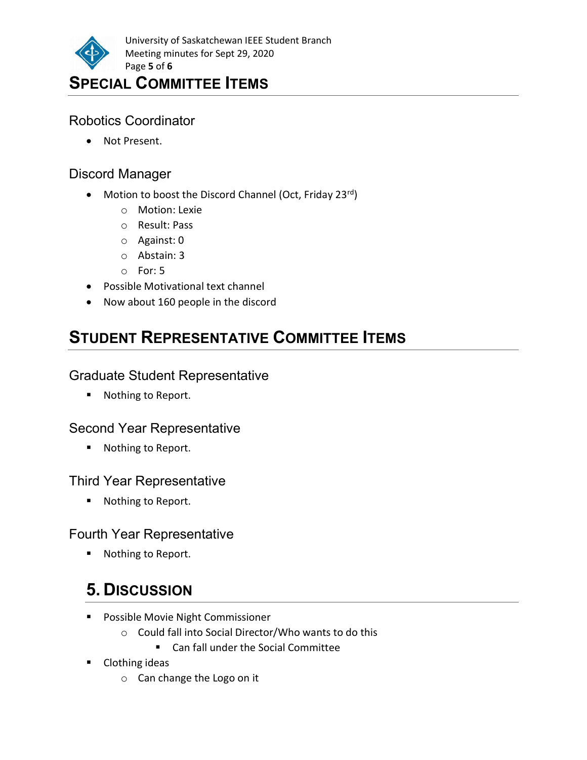# Special Committee Items

## Robotics Coordinator

- Not Present.

## Discord Manager

- Motion to boost the Discord Channel (Oct, Friday 23rd)
    - Motion: Lexie
    - Result: Pass
    - Against: 0
    - Abstain: 3
    - For: 5
- Possible Motivational text channel
- Now about 160 people in the discord

# Student Representative Committee Items

## Graduate Student Representative

- Nothing to Report.

## Second Year Representative

- Nothing to Report.

## Third Year Representative

- Nothing to Report.

## Fourth Year Representative

- Nothing to Report.

# 5. Discussion

- Possible Movie Night Commissioner
    - Could fall into Social Director/Who wants to do this
        - Can fall under the Social Committee
- Clothing ideas
    - Can change the Logo on it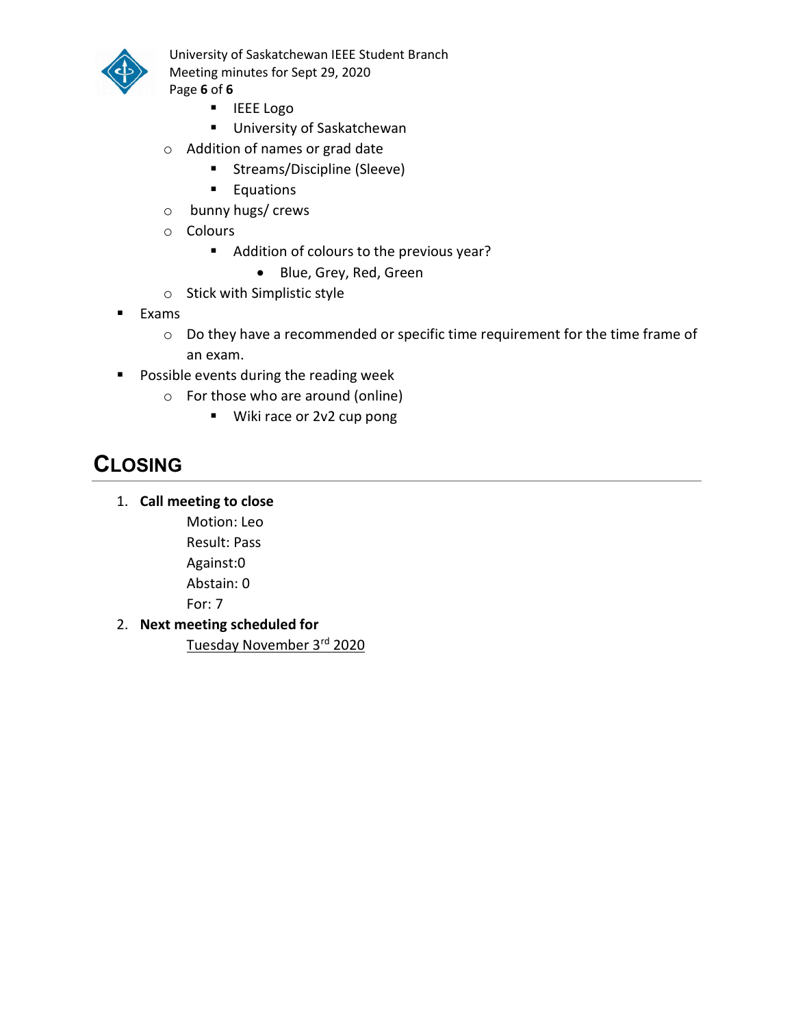- IEEE Logo
    - University of Saskatchewan
  - Addition of names or grad date
    - Streams/Discipline (Sleeve)
    - Equations
  - bunny hugs/ crews
  - Colours
    - Addition of colours to the previous year?
      - Blue, Grey, Red, Green
  - Stick with Simplistic style
- Exams
  - Do they have a recommended or specific time requirement for the time frame of an exam.
- Possible events during the reading week
  - For those who are around (online)
    - Wiki race or 2v2 cup pong

# CLOSING

1. **Call meeting to close**

   Motion: Leo
   Result: Pass
   Against:0
   Abstain: 0
   For: 7

2. **Next meeting scheduled for**

   Tuesday November 3rd 2020